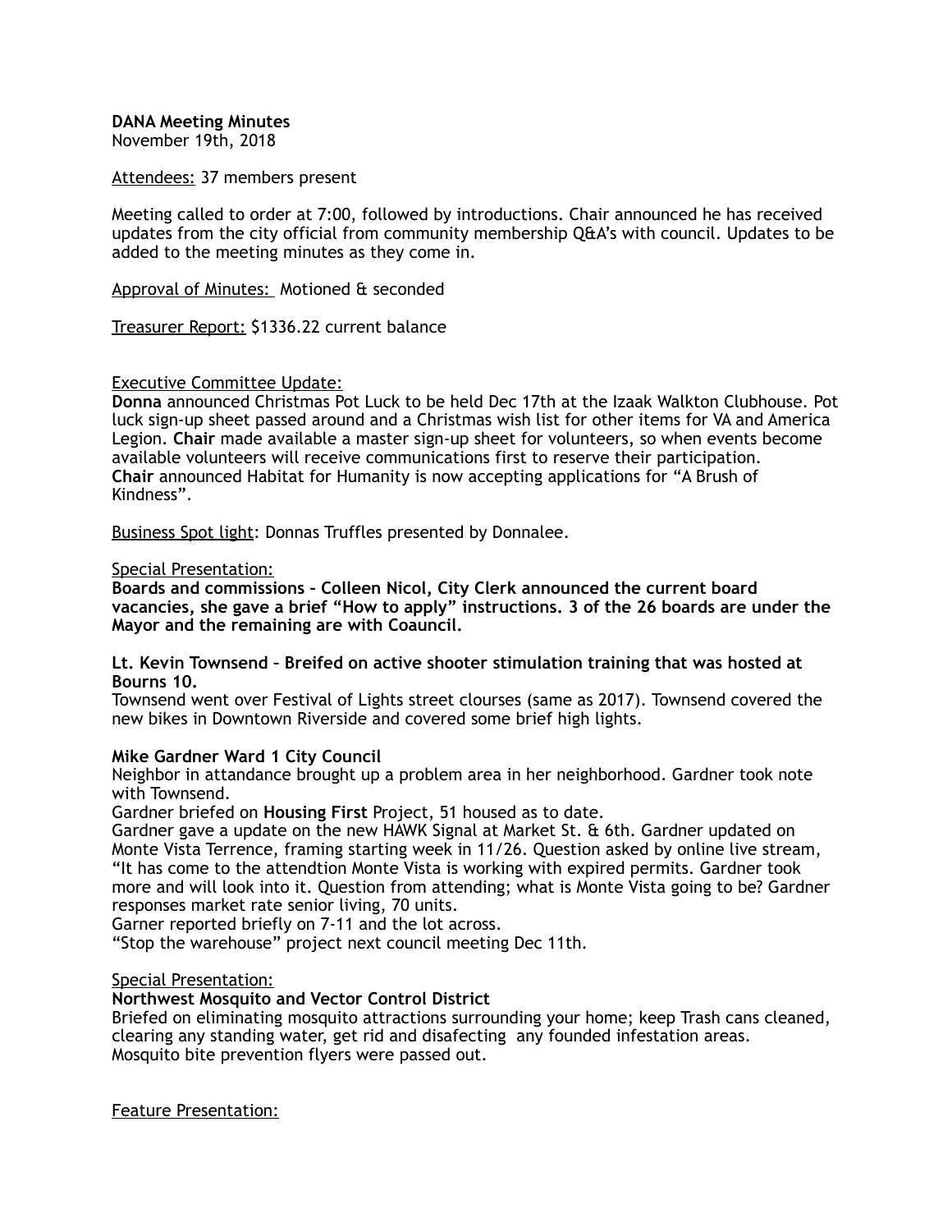**DANA Meeting Minutes**
November 19th, 2018

<u>Attendees:</u> 37 members present

Meeting called to order at 7:00, followed by introductions. Chair announced he has received updates from the city official from community membership Q&A's with council. Updates to be added to the meeting minutes as they come in.

<u>Approval of Minutes:</u> Motioned & seconded

<u>Treasurer Report:</u> $1336.22 current balance

<u>Executive Committee Update:</u>
**Donna** announced Christmas Pot Luck to be held Dec 17th at the Izaak Walkton Clubhouse. Pot luck sign-up sheet passed around and a Christmas wish list for other items for VA and America Legion. **Chair** made available a master sign-up sheet for volunteers, so when events become available volunteers will receive communications first to reserve their participation.
**Chair** announced Habitat for Humanity is now accepting applications for "A Brush of Kindness".

<u>Business Spot light</u>: Donnas Truffles presented by Donnalee.

<u>Special Presentation:</u>
**Boards and commissions – Colleen Nicol, City Clerk announced the current board vacancies, she gave a brief "How to apply" instructions. 3 of the 26 boards are under the Mayor and the remaining are with Coauncil.**

**Lt. Kevin Townsend – Breifed on active shooter stimulation training that was hosted at Bourns 10.**
Townsend went over Festival of Lights street clourses (same as 2017). Townsend covered the new bikes in Downtown Riverside and covered some brief high lights.

**Mike Gardner Ward 1 City Council**
Neighbor in attandance brought up a problem area in her neighborhood. Gardner took note with Townsend.
Gardner briefed on **Housing First** Project, 51 housed as to date.
Gardner gave a update on the new HAWK Signal at Market St. & 6th. Gardner updated on Monte Vista Terrence, framing starting week in 11/26. Question asked by online live stream, "It has come to the attendtion Monte Vista is working with expired permits. Gardner took more and will look into it. Question from attending; what is Monte Vista going to be? Gardner responses market rate senior living, 70 units.
Garner reported briefly on 7-11 and the lot across.
"Stop the warehouse" project next council meeting Dec 11th.

<u>Special Presentation:</u>
**Northwest Mosquito and Vector Control District**
Briefed on eliminating mosquito attractions surrounding your home; keep Trash cans cleaned, clearing any standing water, get rid and disafecting any founded infestation areas.
Mosquito bite prevention flyers were passed out.

<u>Feature Presentation:</u>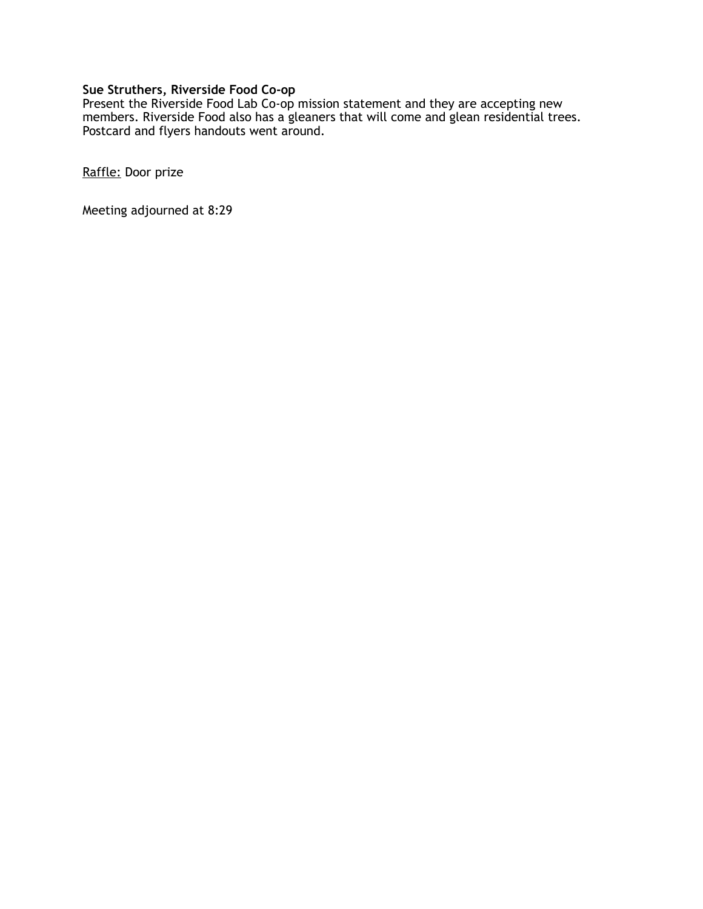**Sue Struthers, Riverside Food Co-op**
Present the Riverside Food Lab Co-op mission statement and they are accepting new members. Riverside Food also has a gleaners that will come and glean residential trees. Postcard and flyers handouts went around.

<u>Raffle:</u> Door prize

Meeting adjourned at 8:29